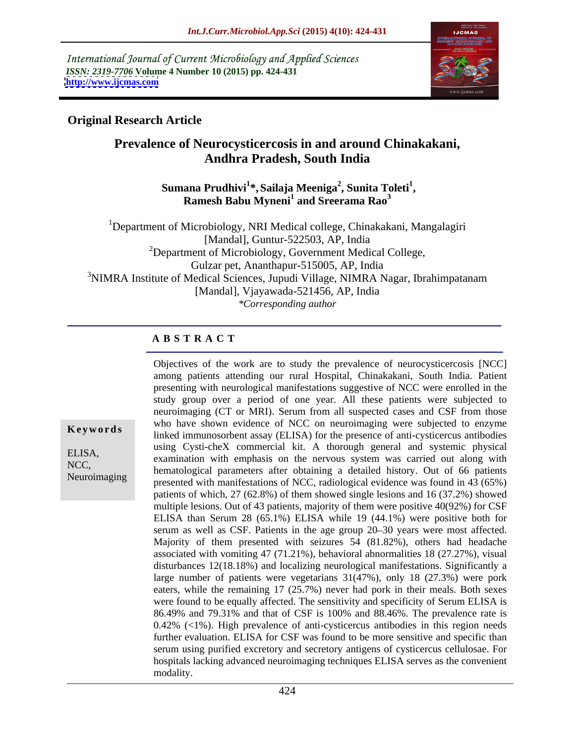International Journal of Current Microbiology and Applied Sciences
*ISSN: 2319-7706* **Volume 4 Number 10 (2015) pp. 424-431**
**http://www.ijcmas.com**

**Original Research Article**

# Prevalence of Neurocysticercosis in and around Chinakakani, Andhra Pradesh, South India

**Sumana Prudhivi[1]\*, Sailaja Meeniga[2], Sunita Toleti[1], Ramesh Babu Myneni[1] and Sreerama Rao[3]**

[1]Department of Microbiology, NRI Medical college, Chinakakani, Mangalagiri [Mandal], Guntur-522503, AP, India
[2]Department of Microbiology, Government Medical College, Gulzar pet, Ananthapur-515005, AP, India
[3]NIMRA Institute of Medical Sciences, Jupudi Village, NIMRA Nagar, Ibrahimpatanam [Mandal], Vjayawada-521456, AP, India
*\*Corresponding author*

## ABSTRACT

**Keywords**

ELISA,
NCC,
Neuroimaging

Objectives of the work are to study the prevalence of neurocysticercosis [NCC] among patients attending our rural Hospital, Chinakakani, South India. Patient presenting with neurological manifestations suggestive of NCC were enrolled in the study group over a period of one year. All these patients were subjected to neuroimaging (CT or MRI). Serum from all suspected cases and CSF from those who have shown evidence of NCC on neuroimaging were subjected to enzyme linked immunosorbent assay (ELISA) for the presence of anti-cysticercus antibodies using Cysti-cheX commercial kit. A thorough general and systemic physical examination with emphasis on the nervous system was carried out along with hematological parameters after obtaining a detailed history. Out of 66 patients presented with manifestations of NCC, radiological evidence was found in 43 (65%) patients of which, 27 (62.8%) of them showed single lesions and 16 (37.2%) showed multiple lesions. Out of 43 patients, majority of them were positive 40(92%) for CSF ELISA than Serum 28 (65.1%) ELISA while 19 (44.1%) were positive both for serum as well as CSF. Patients in the age group 20–30 years were most affected. Majority of them presented with seizures 54 (81.82%), others had headache associated with vomiting 47 (71.21%), behavioral abnormalities 18 (27.27%), visual disturbances 12(18.18%) and localizing neurological manifestations. Significantly a large number of patients were vegetarians 31(47%), only 18 (27.3%) were pork eaters, while the remaining 17 (25.7%) never had pork in their meals. Both sexes were found to be equally affected. The sensitivity and specificity of Serum ELISA is 86.49% and 79.31% and that of CSF is 100% and 88.46%. The prevalence rate is 0.42% (<1%). High prevalence of anti-cysticercus antibodies in this region needs further evaluation. ELISA for CSF was found to be more sensitive and specific than serum using purified excretory and secretory antigens of cysticercus cellulosae. For hospitals lacking advanced neuroimaging techniques ELISA serves as the convenient modality.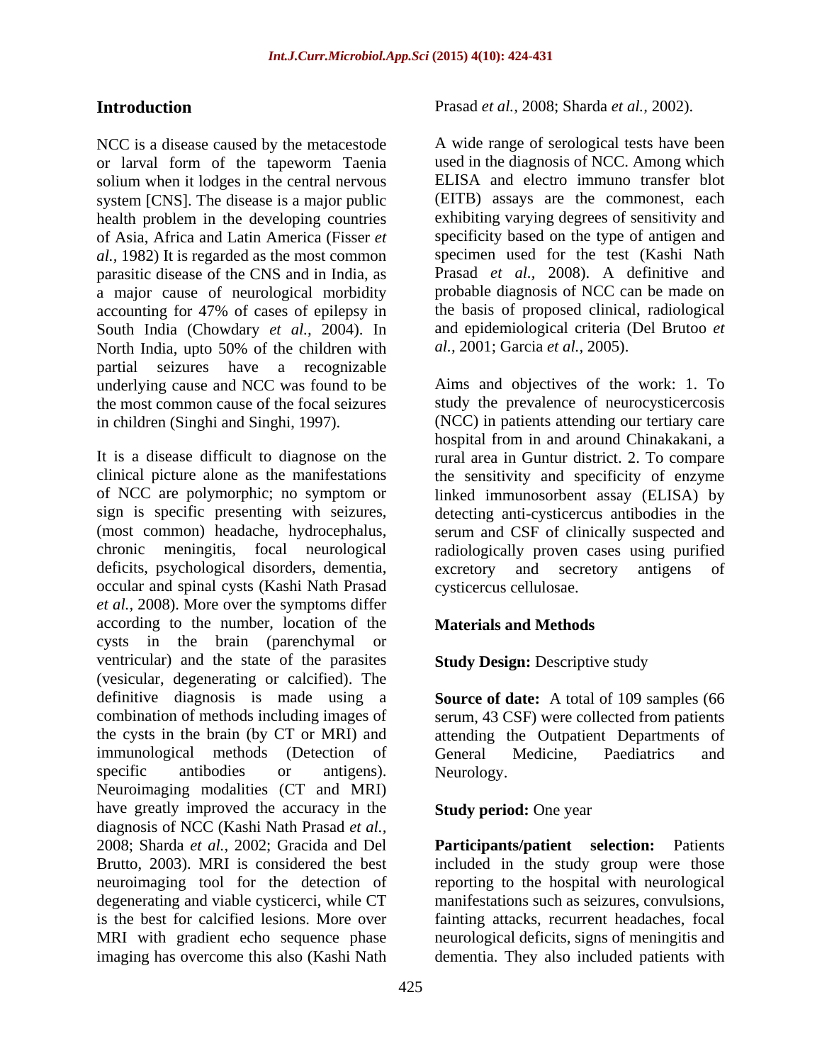## Introduction

NCC is a disease caused by the metacestode or larval form of the tapeworm Taenia solium when it lodges in the central nervous system [CNS]. The disease is a major public health problem in the developing countries of Asia, Africa and Latin America (Fisser *et al.,* 1982) It is regarded as the most common parasitic disease of the CNS and in India, as a major cause of neurological morbidity accounting for 47% of cases of epilepsy in South India (Chowdary *et al.,* 2004). In North India, upto 50% of the children with partial seizures have a recognizable underlying cause and NCC was found to be the most common cause of the focal seizures in children (Singhi and Singhi, 1997).

It is a disease difficult to diagnose on the clinical picture alone as the manifestations of NCC are polymorphic; no symptom or sign is specific presenting with seizures, (most common) headache, hydrocephalus, chronic meningitis, focal neurological deficits, psychological disorders, dementia, occular and spinal cysts (Kashi Nath Prasad *et al.,* 2008). More over the symptoms differ according to the number, location of the cysts in the brain (parenchymal or ventricular) and the state of the parasites (vesicular, degenerating or calcified). The definitive diagnosis is made using a combination of methods including images of the cysts in the brain (by CT or MRI) and immunological methods (Detection of specific antibodies or antigens). Neuroimaging modalities (CT and MRI) have greatly improved the accuracy in the diagnosis of NCC (Kashi Nath Prasad *et al.,* 2008; Sharda *et al.,* 2002; Gracida and Del Brutto, 2003). MRI is considered the best neuroimaging tool for the detection of degenerating and viable cysticerci, while CT is the best for calcified lesions. More over MRI with gradient echo sequence phase imaging has overcome this also (Kashi Nath Prasad *et al.,* 2008; Sharda *et al.,* 2002).

A wide range of serological tests have been used in the diagnosis of NCC. Among which ELISA and electro immuno transfer blot (EITB) assays are the commonest, each exhibiting varying degrees of sensitivity and specificity based on the type of antigen and specimen used for the test (Kashi Nath Prasad *et al.,* 2008). A definitive and probable diagnosis of NCC can be made on the basis of proposed clinical, radiological and epidemiological criteria (Del Brutoo *et al.,* 2001; Garcia *et al.,* 2005).

Aims and objectives of the work: 1. To study the prevalence of neurocysticercosis (NCC) in patients attending our tertiary care hospital from in and around Chinakakani, a rural area in Guntur district. 2. To compare the sensitivity and specificity of enzyme linked immunosorbent assay (ELISA) by detecting anti-cysticercus antibodies in the serum and CSF of clinically suspected and radiologically proven cases using purified excretory and secretory antigens of cysticercus cellulosae.

## Materials and Methods

**Study Design:** Descriptive study

**Source of date:** A total of 109 samples (66 serum, 43 CSF) were collected from patients attending the Outpatient Departments of General Medicine, Paediatrics and Neurology.

**Study period:** One year

**Participants/patient selection:** Patients included in the study group were those reporting to the hospital with neurological manifestations such as seizures, convulsions, fainting attacks, recurrent headaches, focal neurological deficits, signs of meningitis and dementia. They also included patients with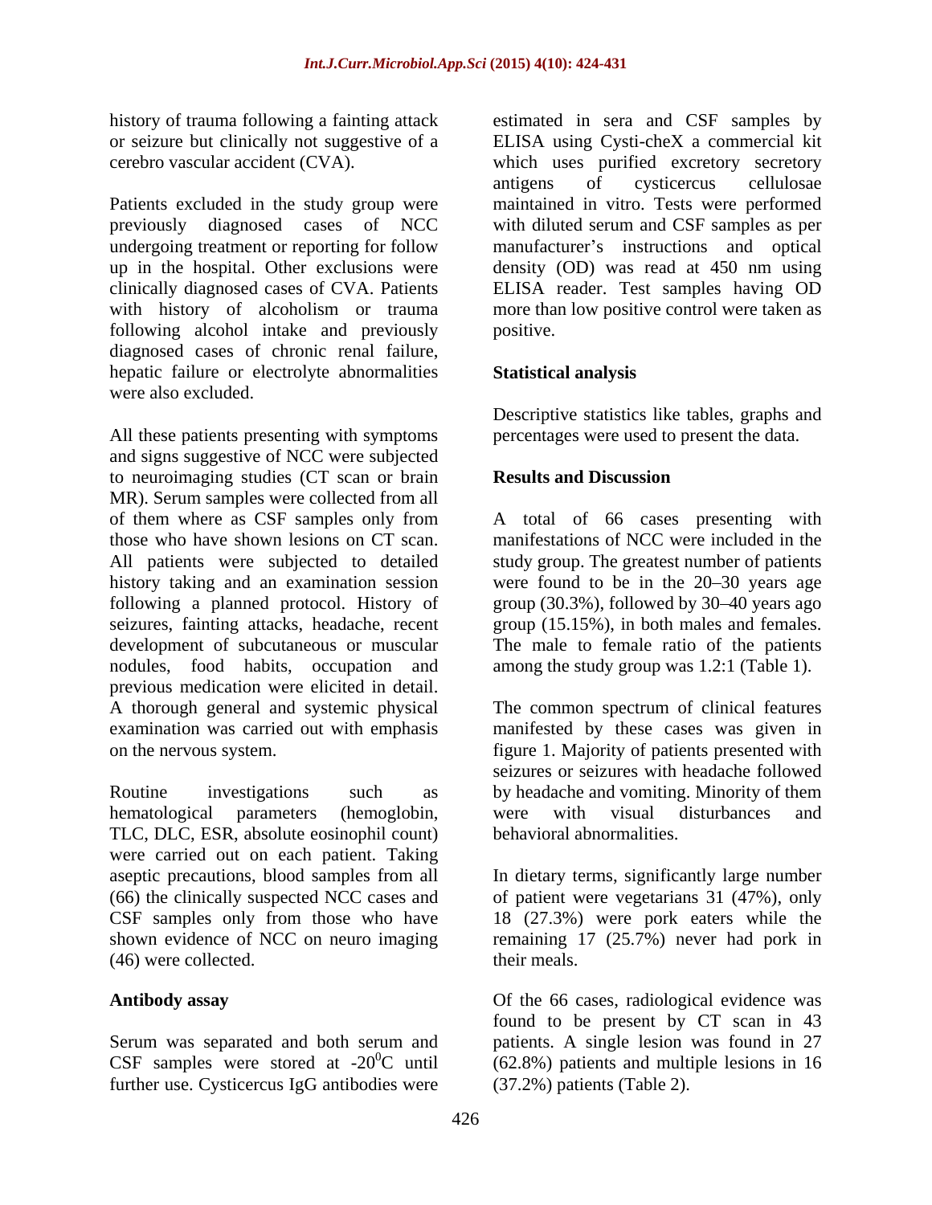history of trauma following a fainting attack or seizure but clinically not suggestive of a cerebro vascular accident (CVA).

Patients excluded in the study group were previously diagnosed cases of NCC undergoing treatment or reporting for follow up in the hospital. Other exclusions were clinically diagnosed cases of CVA. Patients with history of alcoholism or trauma following alcohol intake and previously diagnosed cases of chronic renal failure, hepatic failure or electrolyte abnormalities were also excluded.

All these patients presenting with symptoms and signs suggestive of NCC were subjected to neuroimaging studies (CT scan or brain MR). Serum samples were collected from all of them where as CSF samples only from those who have shown lesions on CT scan. All patients were subjected to detailed history taking and an examination session following a planned protocol. History of seizures, fainting attacks, headache, recent development of subcutaneous or muscular nodules, food habits, occupation and previous medication were elicited in detail. A thorough general and systemic physical examination was carried out with emphasis on the nervous system.

Routine investigations such as hematological parameters (hemoglobin, TLC, DLC, ESR, absolute eosinophil count) were carried out on each patient. Taking aseptic precautions, blood samples from all (66) the clinically suspected NCC cases and CSF samples only from those who have shown evidence of NCC on neuro imaging (46) were collected.

## Antibody assay

Serum was separated and both serum and CSF samples were stored at -20$^0$C until further use. Cysticercus IgG antibodies were estimated in sera and CSF samples by ELISA using Cysti-cheX a commercial kit which uses purified excretory secretory antigens of cysticercus cellulosae maintained in vitro. Tests were performed with diluted serum and CSF samples as per manufacturer's instructions and optical density (OD) was read at 450 nm using ELISA reader. Test samples having OD more than low positive control were taken as positive.

## Statistical analysis

Descriptive statistics like tables, graphs and percentages were used to present the data.

## Results and Discussion

A total of 66 cases presenting with manifestations of NCC were included in the study group. The greatest number of patients were found to be in the 20–30 years age group (30.3%), followed by 30–40 years ago group (15.15%), in both males and females. The male to female ratio of the patients among the study group was 1.2:1 (Table 1).

The common spectrum of clinical features manifested by these cases was given in figure 1. Majority of patients presented with seizures or seizures with headache followed by headache and vomiting. Minority of them were with visual disturbances and behavioral abnormalities.

In dietary terms, significantly large number of patient were vegetarians 31 (47%), only 18 (27.3%) were pork eaters while the remaining 17 (25.7%) never had pork in their meals.

Of the 66 cases, radiological evidence was found to be present by CT scan in 43 patients. A single lesion was found in 27 (62.8%) patients and multiple lesions in 16 (37.2%) patients (Table 2).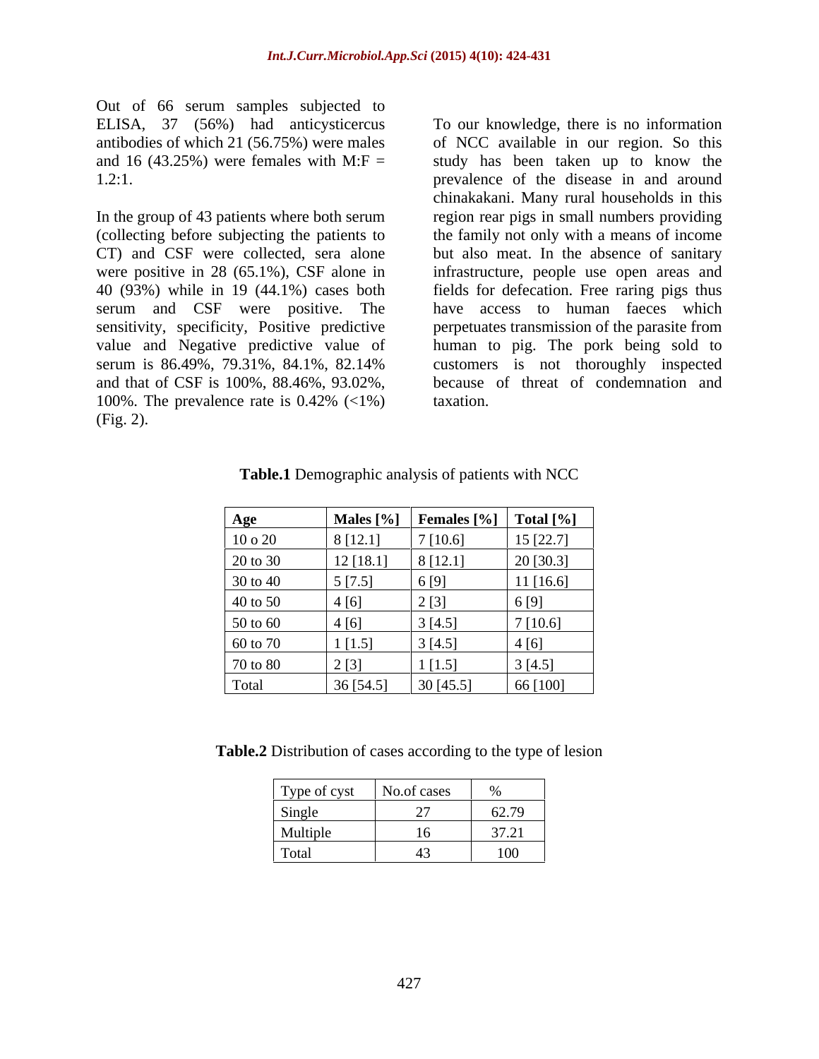Out of 66 serum samples subjected to ELISA, 37 (56%) had anticysticercus antibodies of which 21 (56.75%) were males and 16 (43.25%) were females with M:F = 1.2:1.

In the group of 43 patients where both serum (collecting before subjecting the patients to CT) and CSF were collected, sera alone were positive in 28 (65.1%), CSF alone in 40 (93%) while in 19 (44.1%) cases both serum and CSF were positive. The sensitivity, specificity, Positive predictive value and Negative predictive value of serum is 86.49%, 79.31%, 84.1%, 82.14% and that of CSF is 100%, 88.46%, 93.02%, 100%. The prevalence rate is 0.42% (<1%) (Fig. 2).

To our knowledge, there is no information of NCC available in our region. So this study has been taken up to know the prevalence of the disease in and around chinakakani. Many rural households in this region rear pigs in small numbers providing the family not only with a means of income but also meat. In the absence of sanitary infrastructure, people use open areas and fields for defecation. Free raring pigs thus have access to human faeces which perpetuates transmission of the parasite from human to pig. The pork being sold to customers is not thoroughly inspected because of threat of condemnation and taxation.

**Table.1** Demographic analysis of patients with NCC

| Age | Males [%] | Females [%] | Total [%] |
|---|---|---|---|
| 10 o 20 | 8 [12.1] | 7 [10.6] | 15 [22.7] |
| 20 to 30 | 12 [18.1] | 8 [12.1] | 20 [30.3] |
| 30 to 40 | 5 [7.5] | 6 [9] | 11 [16.6] |
| 40 to 50 | 4 [6] | 2 [3] | 6 [9] |
| 50 to 60 | 4 [6] | 3 [4.5] | 7 [10.6] |
| 60 to 70 | 1 [1.5] | 3 [4.5] | 4 [6] |
| 70 to 80 | 2 [3] | 1 [1.5] | 3 [4.5] |
| Total | 36 [54.5] | 30 [45.5] | 66 [100] |

**Table.2** Distribution of cases according to the type of lesion

| Type of cyst | No.of cases | % |
|---|---|---|
| Single | 27 | 62.79 |
| Multiple | 16 | 37.21 |
| Total | 43 | 100 |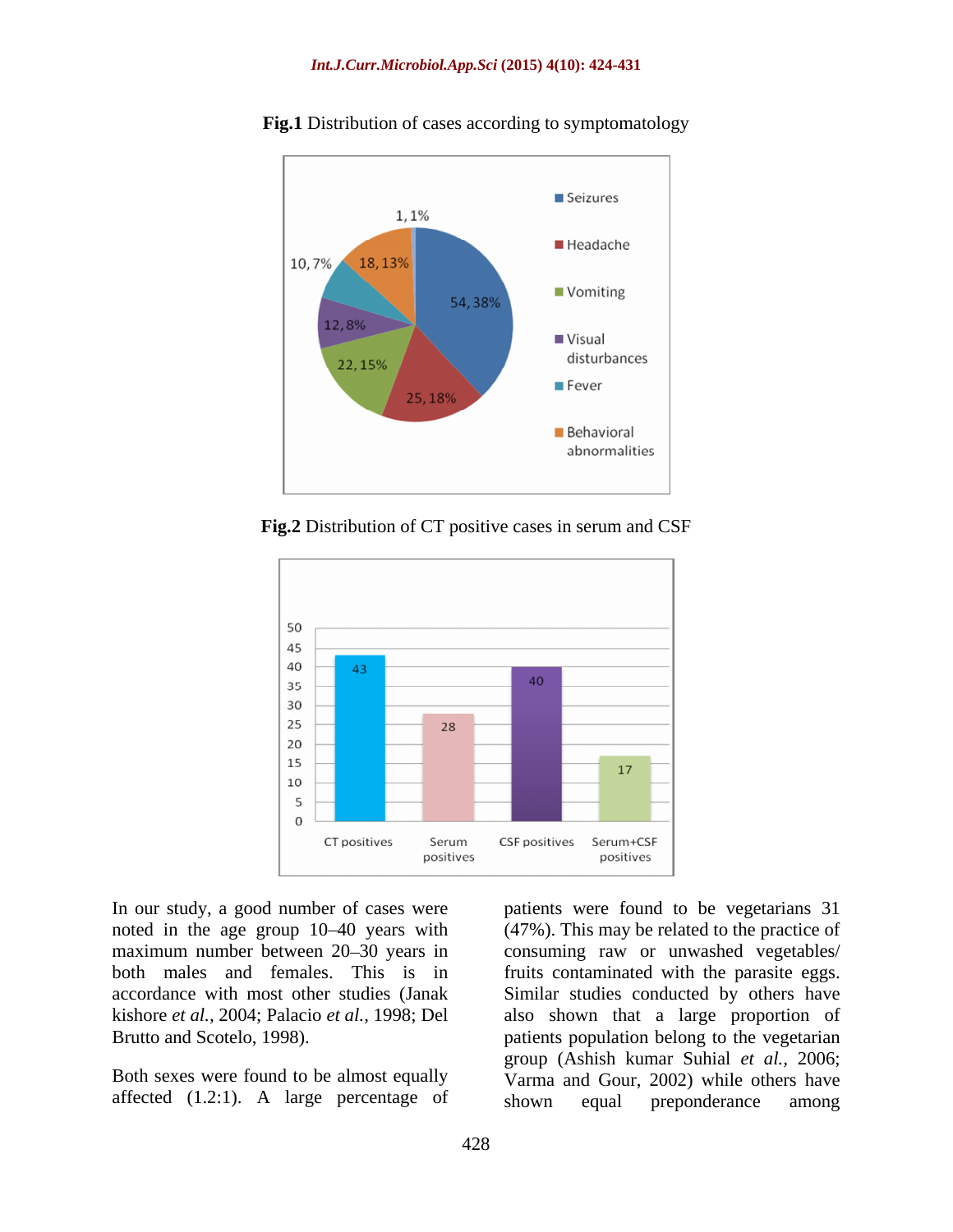**Fig.1** Distribution of cases according to symptomatology

**Fig.2** Distribution of CT positive cases in serum and CSF

In our study, a good number of cases were noted in the age group 10–40 years with maximum number between 20–30 years in both males and females. This is in accordance with most other studies (Janak kishore *et al.*, 2004; Palacio *et al.*, 1998; Del Brutto and Scotelo, 1998).

Both sexes were found to be almost equally affected (1.2:1). A large percentage of patients were found to be vegetarians 31 (47%). This may be related to the practice of consuming raw or unwashed vegetables/ fruits contaminated with the parasite eggs. Similar studies conducted by others have also shown that a large proportion of patients population belong to the vegetarian group (Ashish kumar Suhial *et al.*, 2006; Varma and Gour, 2002) while others have shown equal preponderance among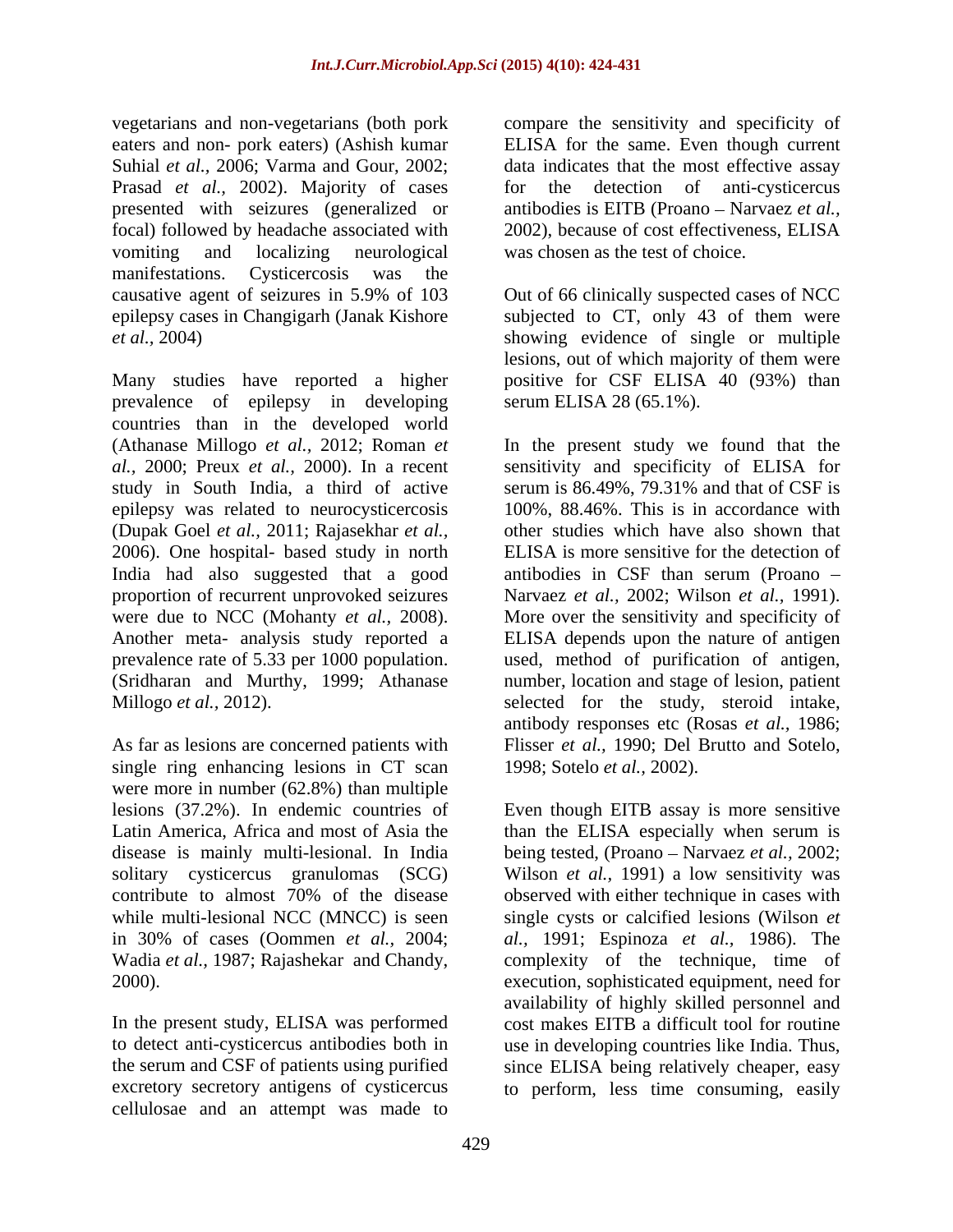vegetarians and non-vegetarians (both pork eaters and non- pork eaters) (Ashish kumar Suhial *et al.,* 2006; Varma and Gour, 2002; Prasad *et al.,* 2002). Majority of cases presented with seizures (generalized or focal) followed by headache associated with vomiting and localizing neurological manifestations. Cysticercosis was the causative agent of seizures in 5.9% of 103 epilepsy cases in Changigarh (Janak Kishore *et al.,* 2004)

Many studies have reported a higher prevalence of epilepsy in developing countries than in the developed world (Athanase Millogo *et al.,* 2012; Roman *et al.,* 2000; Preux *et al.,* 2000). In a recent study in South India, a third of active epilepsy was related to neurocysticercosis (Dupak Goel *et al.,* 2011; Rajasekhar *et al.,* 2006). One hospital- based study in north India had also suggested that a good proportion of recurrent unprovoked seizures were due to NCC (Mohanty *et al.,* 2008). Another meta- analysis study reported a prevalence rate of 5.33 per 1000 population. (Sridharan and Murthy, 1999; Athanase Millogo *et al.,* 2012).

As far as lesions are concerned patients with single ring enhancing lesions in CT scan were more in number (62.8%) than multiple lesions (37.2%). In endemic countries of Latin America, Africa and most of Asia the disease is mainly multi-lesional. In India solitary cysticercus granulomas (SCG) contribute to almost 70% of the disease while multi-lesional NCC (MNCC) is seen in 30% of cases (Oommen *et al.,* 2004; Wadia *et al.,* 1987; Rajashekar and Chandy, 2000).

In the present study, ELISA was performed to detect anti-cysticercus antibodies both in the serum and CSF of patients using purified excretory secretory antigens of cysticercus cellulosae and an attempt was made to compare the sensitivity and specificity of ELISA for the same. Even though current data indicates that the most effective assay for the detection of anti-cysticercus antibodies is EITB (Proano – Narvaez *et al.,* 2002), because of cost effectiveness, ELISA was chosen as the test of choice.

Out of 66 clinically suspected cases of NCC subjected to CT, only 43 of them were showing evidence of single or multiple lesions, out of which majority of them were positive for CSF ELISA 40 (93%) than serum ELISA 28 (65.1%).

In the present study we found that the sensitivity and specificity of ELISA for serum is 86.49%, 79.31% and that of CSF is 100%, 88.46%. This is in accordance with other studies which have also shown that ELISA is more sensitive for the detection of antibodies in CSF than serum (Proano – Narvaez *et al.,* 2002; Wilson *et al.,* 1991). More over the sensitivity and specificity of ELISA depends upon the nature of antigen used, method of purification of antigen, number, location and stage of lesion, patient selected for the study, steroid intake, antibody responses etc (Rosas *et al.,* 1986; Flisser *et al.,* 1990; Del Brutto and Sotelo, 1998; Sotelo *et al.,* 2002).

Even though EITB assay is more sensitive than the ELISA especially when serum is being tested, (Proano – Narvaez *et al.,* 2002; Wilson *et al.,* 1991) a low sensitivity was observed with either technique in cases with single cysts or calcified lesions (Wilson *et al.,* 1991; Espinoza *et al.,* 1986). The complexity of the technique, time of execution, sophisticated equipment, need for availability of highly skilled personnel and cost makes EITB a difficult tool for routine use in developing countries like India. Thus, since ELISA being relatively cheaper, easy to perform, less time consuming, easily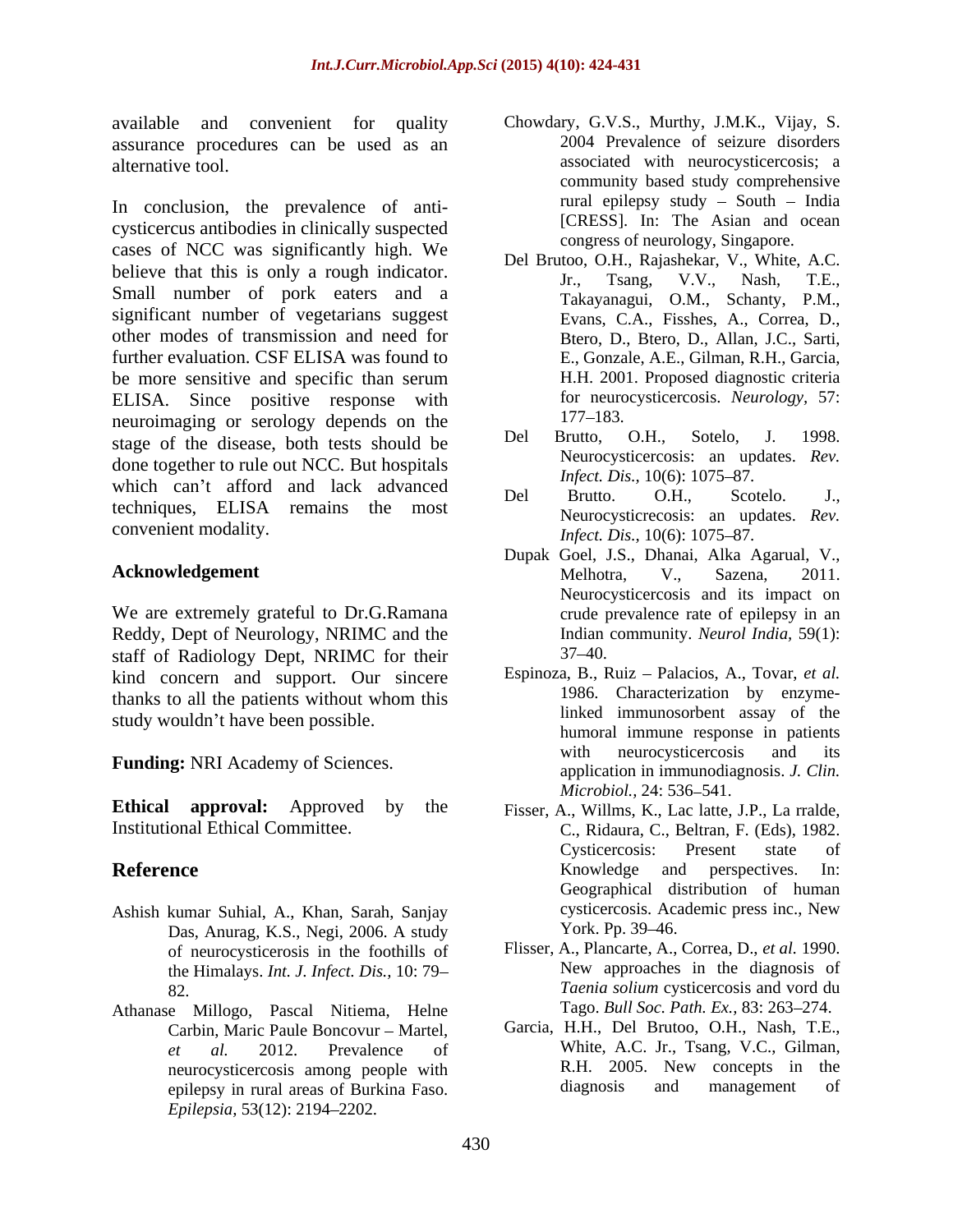available and convenient for quality assurance procedures can be used as an alternative tool.

In conclusion, the prevalence of anti-cysticercus antibodies in clinically suspected cases of NCC was significantly high. We believe that this is only a rough indicator. Small number of pork eaters and a significant number of vegetarians suggest other modes of transmission and need for further evaluation. CSF ELISA was found to be more sensitive and specific than serum ELISA. Since positive response with neuroimaging or serology depends on the stage of the disease, both tests should be done together to rule out NCC. But hospitals which can't afford and lack advanced techniques, ELISA remains the most convenient modality.

## Acknowledgement

We are extremely grateful to Dr.G.Ramana Reddy, Dept of Neurology, NRIMC and the staff of Radiology Dept, NRIMC for their kind concern and support. Our sincere thanks to all the patients without whom this study wouldn't have been possible.

**Funding:** NRI Academy of Sciences.

**Ethical approval:** Approved by the Institutional Ethical Committee.

## Reference

Ashish kumar Suhial, A., Khan, Sarah, Sanjay Das, Anurag, K.S., Negi, 2006. A study of neurocysticerosis in the foothills of the Himalays. *Int. J. Infect. Dis.,* 10: 79–82.

Athanase Millogo, Pascal Nitiema, Helne Carbin, Maric Paule Boncovur – Martel, *et al.* 2012. Prevalence of neurocysticercosis among people with epilepsy in rural areas of Burkina Faso. *Epilepsia,* 53(12): 2194–2202.

Chowdary, G.V.S., Murthy, J.M.K., Vijay, S. 2004 Prevalence of seizure disorders associated with neurocysticercosis; a community based study comprehensive rural epilepsy study – South – India [CRESS]. In: The Asian and ocean congress of neurology, Singapore.

Del Brutoo, O.H., Rajashekar, V., White, A.C. Jr., Tsang, V.V., Nash, T.E., Takayanagui, O.M., Schanty, P.M., Evans, C.A., Fisshes, A., Correa, D., Btero, D., Btero, D., Allan, J.C., Sarti, E., Gonzale, A.E., Gilman, R.H., Garcia, H.H. 2001. Proposed diagnostic criteria for neurocysticercosis. *Neurology,* 57: 177–183.

Del Brutto, O.H., Sotelo, J. 1998. Neurocysticercosis: an updates. *Rev. Infect. Dis.,* 10(6): 1075–87.

Del Brutto. O.H., Scotelo. J., Neurocysticrecosis: an updates. *Rev. Infect. Dis.,* 10(6): 1075–87.

Dupak Goel, J.S., Dhanai, Alka Agarual, V., Melhotra, V., Sazena, 2011. Neurocysticercosis and its impact on crude prevalence rate of epilepsy in an Indian community. *Neurol India,* 59(1): 37–40.

Espinoza, B., Ruiz – Palacios, A., Tovar, *et al.* 1986. Characterization by enzyme-linked immunosorbent assay of the humoral immune response in patients with neurocysticercosis and its application in immunodiagnosis. *J. Clin. Microbiol.,* 24: 536–541.

Fisser, A., Willms, K., Lac latte, J.P., La rralde, C., Ridaura, C., Beltran, F. (Eds), 1982. Cysticercosis: Present state of Knowledge and perspectives. In: Geographical distribution of human cysticercosis. Academic press inc., New York. Pp. 39–46.

Flisser, A., Plancarte, A., Correa, D., *et al.* 1990. New approaches in the diagnosis of *Taenia solium* cysticercosis and vord du Tago. *Bull Soc. Path. Ex.,* 83: 263–274.

Garcia, H.H., Del Brutoo, O.H., Nash, T.E., White, A.C. Jr., Tsang, V.C., Gilman, R.H. 2005. New concepts in the diagnosis and management of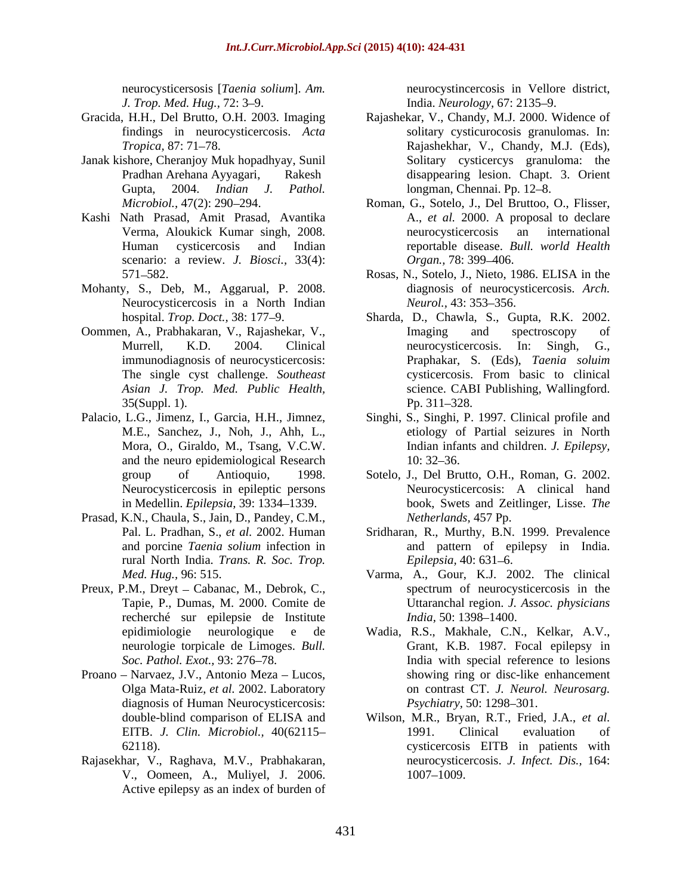neurocysticersosis [*Taenia solium*]. *Am. J. Trop. Med. Hug.,* 72: 3–9.

Gracida, H.H., Del Brutto, O.H. 2003. Imaging findings in neurocysticercosis. *Acta Tropica,* 87: 71–78.

Janak kishore, Cheranjoy Muk hopadhyay, Sunil Pradhan Arehana Ayyagari, Rakesh Gupta, 2004. *Indian J. Pathol. Microbiol.,* 47(2): 290–294.

Kashi Nath Prasad, Amit Prasad, Avantika Verma, Aloukick Kumar singh, 2008. Human cysticercosis and Indian scenario: a review. *J. Biosci.,* 33(4): 571–582.

Mohanty, S., Deb, M., Aggarual, P. 2008. Neurocysticercosis in a North Indian hospital. *Trop. Doct.,* 38: 177–9.

Oommen, A., Prabhakaran, V., Rajashekar, V., Murrell, K.D. 2004. Clinical immunodiagnosis of neurocysticercosis: The single cyst challenge. *Southeast Asian J. Trop. Med. Public Health,* 35(Suppl. 1).

Palacio, L.G., Jimenz, I., Garcia, H.H., Jimnez, M.E., Sanchez, J., Noh, J., Ahh, L., Mora, O., Giraldo, M., Tsang, V.C.W. and the neuro epidemiological Research group of Antioquio, 1998. Neurocysticercosis in epileptic persons in Medellin. *Epilepsia,* 39: 1334–1339.

Prasad, K.N., Chaula, S., Jain, D., Pandey, C.M., Pal. L. Pradhan, S., *et al.* 2002. Human and porcine *Taenia solium* infection in rural North India. *Trans. R. Soc. Trop. Med. Hug.,* 96: 515.

Preux, P.M., Dreyt – Cabanac, M., Debrok, C., Tapie, P., Dumas, M. 2000. Comite de recherché sur epilepsie de Institute epidimiologie neurologique e de neurologie torpicale de Limoges. *Bull. Soc. Pathol. Exot.,* 93: 276–78.

Proano – Narvaez, J.V., Antonio Meza – Lucos, Olga Mata-Ruiz, *et al.* 2002. Laboratory diagnosis of Human Neurocysticercosis: double-blind comparison of ELISA and EITB. *J. Clin. Microbiol.,* 40(62115–62118).

Rajasekhar, V., Raghava, M.V., Prabhakaran, V., Oomeen, A., Muliyel, J. 2006. Active epilepsy as an index of burden of neurocystincercosis in Vellore district, India. *Neurology,* 67: 2135–9.

Rajashekar, V., Chandy, M.J. 2000. Widence of solitary cysticurocosis granulomas. In: Rajashekhar, V., Chandy, M.J. (Eds), Solitary cysticercys granuloma: the disappearing lesion. Chapt. 3. Orient longman, Chennai. Pp. 12–8.

Roman, G., Sotelo, J., Del Bruttoo, O., Flisser, A., *et al.* 2000. A proposal to declare neurocysticercosis an international reportable disease. *Bull. world Health Organ.,* 78: 399–406.

Rosas, N., Sotelo, J., Nieto, 1986. ELISA in the diagnosis of neurocysticercosis. *Arch. Neurol.,* 43: 353–356.

Sharda, D., Chawla, S., Gupta, R.K. 2002. Imaging and spectroscopy of neurocysticercosis. In: Singh, G., Praphakar, S. (Eds), *Taenia soluim* cysticercosis. From basic to clinical science. CABI Publishing, Wallingford. Pp. 311–328.

Singhi, S., Singhi, P. 1997. Clinical profile and etiology of Partial seizures in North Indian infants and children. *J. Epilepsy,* 10: 32–36.

Sotelo, J., Del Brutto, O.H., Roman, G. 2002. Neurocysticercosis: A clinical hand book, Swets and Zeitlinger, Lisse. *The Netherlands,* 457 Pp.

Sridharan, R., Murthy, B.N. 1999. Prevalence and pattern of epilepsy in India. *Epilepsia,* 40: 631–6.

Varma, A., Gour, K.J. 2002. The clinical spectrum of neurocysticercosis in the Uttaranchal region. *J. Assoc. physicians India,* 50: 1398–1400.

Wadia, R.S., Makhale, C.N., Kelkar, A.V., Grant, K.B. 1987. Focal epilepsy in India with special reference to lesions showing ring or disc-like enhancement on contrast CT. *J. Neurol. Neurosarg. Psychiatry,* 50: 1298–301.

Wilson, M.R., Bryan, R.T., Fried, J.A., *et al.* 1991. Clinical evaluation of cysticercosis EITB in patients with neurocysticercosis. *J. Infect. Dis.,* 164: 1007–1009.